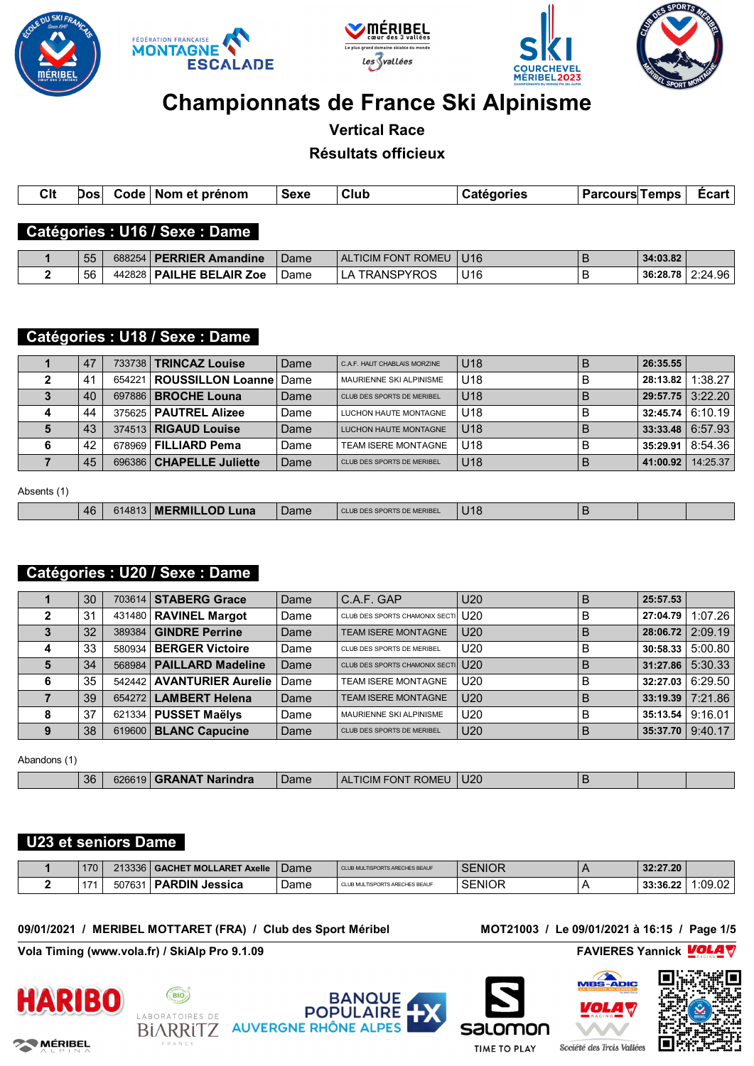# Championnats de France Ski Alpinisme

## Vertical Race

## Résultats officieux

### Catégories : U16 / Sexe : Dame

| Clt | Dos | Code | Nom et prénom | Sexe | Club | Catégories | Parcours | Temps | Écart |
|---|---|---|---|---|---|---|---|---|---|
| 1 | 55 | 688254 | **PERRIER Amandine** | Dame | ALTICIM FONT ROMEU | U16 | B | **34:03.82** | |
| 2 | 56 | 442828 | **PAILHE BELAIR Zoe** | Dame | LA TRANSPYROS | U16 | B | **36:28.78** | 2:24.96 |

### Catégories : U18 / Sexe : Dame

| Clt | Dos | Code | Nom et prénom | Sexe | Club | Catégories | Parcours | Temps | Écart |
|---|---|---|---|---|---|---|---|---|---|
| 1 | 47 | 733738 | **TRINCAZ Louise** | Dame | C.A.F. HAUT CHABLAIS MORZINE | U18 | B | **26:35.55** | |
| 2 | 41 | 654221 | **ROUSSILLON Loanne** | Dame | MAURIENNE SKI ALPINISME | U18 | B | **28:13.82** | 1:38.27 |
| 3 | 40 | 697886 | **BROCHE Louna** | Dame | CLUB DES SPORTS DE MERIBEL | U18 | B | **29:57.75** | 3:22.20 |
| 4 | 44 | 375625 | **PAUTREL Alizee** | Dame | LUCHON HAUTE MONTAGNE | U18 | B | **32:45.74** | 6:10.19 |
| 5 | 43 | 374513 | **RIGAUD Louise** | Dame | LUCHON HAUTE MONTAGNE | U18 | B | **33:33.48** | 6:57.93 |
| 6 | 42 | 678969 | **FILLIARD Pema** | Dame | TEAM ISERE MONTAGNE | U18 | B | **35:29.91** | 8:54.36 |
| 7 | 45 | 696386 | **CHAPELLE Juliette** | Dame | CLUB DES SPORTS DE MERIBEL | U18 | B | **41:00.92** | 14:25.37 |

Absents (1)

| Clt | Dos | Code | Nom et prénom | Sexe | Club | Catégories | Parcours | Temps | Écart |
|---|---|---|---|---|---|---|---|---|---|
| | 46 | 614813 | **MERMILLOD Luna** | Dame | CLUB DES SPORTS DE MERIBEL | U18 | B | | |

### Catégories : U20 / Sexe : Dame

| Clt | Dos | Code | Nom et prénom | Sexe | Club | Catégories | Parcours | Temps | Écart |
|---|---|---|---|---|---|---|---|---|---|
| 1 | 30 | 703614 | **STABERG Grace** | Dame | C.A.F. GAP | U20 | B | **25:57.53** | |
| 2 | 31 | 431480 | **RAVINEL Margot** | Dame | CLUB DES SPORTS CHAMONIX SECTI | U20 | B | **27:04.79** | 1:07.26 |
| 3 | 32 | 389384 | **GINDRE Perrine** | Dame | TEAM ISERE MONTAGNE | U20 | B | **28:06.72** | 2:09.19 |
| 4 | 33 | 580934 | **BERGER Victoire** | Dame | CLUB DES SPORTS DE MERIBEL | U20 | B | **30:58.33** | 5:00.80 |
| 5 | 34 | 568984 | **PAILLARD Madeline** | Dame | CLUB DES SPORTS CHAMONIX SECTI | U20 | B | **31:27.86** | 5:30.33 |
| 6 | 35 | 542442 | **AVANTURIER Aurelie** | Dame | TEAM ISERE MONTAGNE | U20 | B | **32:27.03** | 6:29.50 |
| 7 | 39 | 654272 | **LAMBERT Helena** | Dame | TEAM ISERE MONTAGNE | U20 | B | **33:19.39** | 7:21.86 |
| 8 | 37 | 621334 | **PUSSET Maëlys** | Dame | MAURIENNE SKI ALPINISME | U20 | B | **35:13.54** | 9:16.01 |
| 9 | 38 | 619600 | **BLANC Capucine** | Dame | CLUB DES SPORTS DE MERIBEL | U20 | B | **35:37.70** | 9:40.17 |

Abandons (1)

| Clt | Dos | Code | Nom et prénom | Sexe | Club | Catégories | Parcours | Temps | Écart |
|---|---|---|---|---|---|---|---|---|---|
| | 36 | 626619 | **GRANAT Narindra** | Dame | ALTICIM FONT ROMEU | U20 | B | | |

### U23 et seniors Dame

| Clt | Dos | Code | Nom et prénom | Sexe | Club | Catégories | Parcours | Temps | Écart |
|---|---|---|---|---|---|---|---|---|---|
| 1 | 170 | 213336 | **GACHET MOLLARET Axelle** | Dame | CLUB MULTISPORTS ARECHES BEAUF | SENIOR | A | **32:27.20** | |
| 2 | 171 | 507631 | **PARDIN Jessica** | Dame | CLUB MULTISPORTS ARECHES BEAUF | SENIOR | A | **33:36.22** | 1:09.02 |

09/01/2021 / MERIBEL MOTTARET (FRA) / Club des Sport Méribel — MOT21003 / Le 09/01/2021 à 16:15

Vola Timing (www.vola.fr) / SkiAlp Pro 9.1.09 — FAVIERES Yannick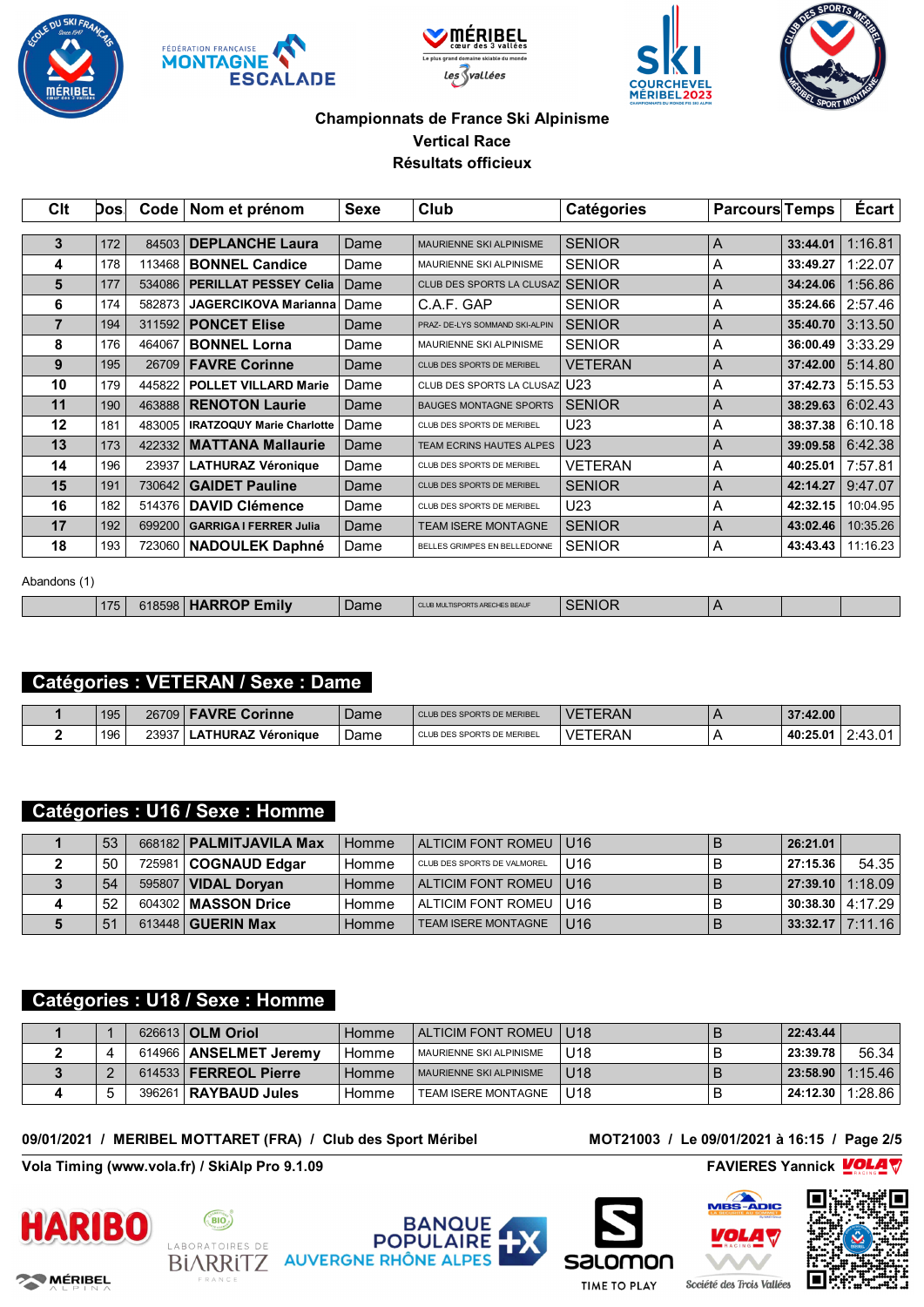# Championnats de France Ski Alpinisme

## Vertical Race

### Résultats officieux

| Clt | Dos | Code | Nom et prénom | Sexe | Club | Catégories | Parcours | Temps | Écart |
|---|---|---|---|---|---|---|---|---|---|
| 3 | 172 | 84503 | **DEPLANCHE Laura** | Dame | MAURIENNE SKI ALPINISME | SENIOR | A | **33:44.01** | 1:16.81 |
| 4 | 178 | 113468 | **BONNEL Candice** | Dame | MAURIENNE SKI ALPINISME | SENIOR | A | **33:49.27** | 1:22.07 |
| 5 | 177 | 534086 | **PERILLAT PESSEY Celia** | Dame | CLUB DES SPORTS LA CLUSAZ | SENIOR | A | **34:24.06** | 1:56.86 |
| 6 | 174 | 582873 | **JAGERCIKOVA Marianna** | Dame | C.A.F. GAP | SENIOR | A | **35:24.66** | 2:57.46 |
| 7 | 194 | 311592 | **PONCET Elise** | Dame | PRAZ- DE-LYS SOMMAND SKI-ALPIN | SENIOR | A | **35:40.70** | 3:13.50 |
| 8 | 176 | 464067 | **BONNEL Lorna** | Dame | MAURIENNE SKI ALPINISME | SENIOR | A | **36:00.49** | 3:33.29 |
| 9 | 195 | 26709 | **FAVRE Corinne** | Dame | CLUB DES SPORTS DE MERIBEL | VETERAN | A | **37:42.00** | 5:14.80 |
| 10 | 179 | 445822 | **POLLET VILLARD Marie** | Dame | CLUB DES SPORTS LA CLUSAZ | U23 | A | **37:42.73** | 5:15.53 |
| 11 | 190 | 463888 | **RENOTON Laurie** | Dame | BAUGES MONTAGNE SPORTS | SENIOR | A | **38:29.63** | 6:02.43 |
| 12 | 181 | 483005 | **IRATZOQUY Marie Charlotte** | Dame | CLUB DES SPORTS DE MERIBEL | U23 | A | **38:37.38** | 6:10.18 |
| 13 | 173 | 422332 | **MATTANA Mallaurie** | Dame | TEAM ECRINS HAUTES ALPES | U23 | A | **39:09.58** | 6:42.38 |
| 14 | 196 | 23937 | **LATHURAZ Véronique** | Dame | CLUB DES SPORTS DE MERIBEL | VETERAN | A | **40:25.01** | 7:57.81 |
| 15 | 191 | 730642 | **GAIDET Pauline** | Dame | CLUB DES SPORTS DE MERIBEL | SENIOR | A | **42:14.27** | 9:47.07 |
| 16 | 182 | 514376 | **DAVID Clémence** | Dame | CLUB DES SPORTS DE MERIBEL | U23 | A | **42:32.15** | 10:04.95 |
| 17 | 192 | 699200 | **GARRIGA I FERRER Julia** | Dame | TEAM ISERE MONTAGNE | SENIOR | A | **43:02.46** | 10:35.26 |
| 18 | 193 | 723060 | **NADOULEK Daphné** | Dame | BELLES GRIMPES EN BELLEDONNE | SENIOR | A | **43:43.43** | 11:16.23 |

Abandons (1)

| Clt | Dos | Code | Nom et prénom | Sexe | Club | Catégories | Parcours | Temps | Écart |
|---|---|---|---|---|---|---|---|---|---|
| | 175 | 618598 | **HARROP Emily** | Dame | CLUB MULTISPORTS ARECHES BEAUF | SENIOR | A | | |

## Catégories : VETERAN / Sexe : Dame

| Clt | Dos | Code | Nom et prénom | Sexe | Club | Catégories | Parcours | Temps | Écart |
|---|---|---|---|---|---|---|---|---|---|
| 1 | 195 | 26709 | **FAVRE Corinne** | Dame | CLUB DES SPORTS DE MERIBEL | VETERAN | A | **37:42.00** | |
| 2 | 196 | 23937 | **LATHURAZ Véronique** | Dame | CLUB DES SPORTS DE MERIBEL | VETERAN | A | **40:25.01** | 2:43.01 |

## Catégories : U16 / Sexe : Homme

| Clt | Dos | Code | Nom et prénom | Sexe | Club | Catégories | Parcours | Temps | Écart |
|---|---|---|---|---|---|---|---|---|---|
| 1 | 53 | 668182 | **PALMITJAVILA Max** | Homme | ALTICIM FONT ROMEU | U16 | B | **26:21.01** | |
| 2 | 50 | 725981 | **COGNAUD Edgar** | Homme | CLUB DES SPORTS DE VALMOREL | U16 | B | **27:15.36** | 54.35 |
| 3 | 54 | 595807 | **VIDAL Doryan** | Homme | ALTICIM FONT ROMEU | U16 | B | **27:39.10** | 1:18.09 |
| 4 | 52 | 604302 | **MASSON Drice** | Homme | ALTICIM FONT ROMEU | U16 | B | **30:38.30** | 4:17.29 |
| 5 | 51 | 613448 | **GUERIN Max** | Homme | TEAM ISERE MONTAGNE | U16 | B | **33:32.17** | 7:11.16 |

## Catégories : U18 / Sexe : Homme

| Clt | Dos | Code | Nom et prénom | Sexe | Club | Catégories | Parcours | Temps | Écart |
|---|---|---|---|---|---|---|---|---|---|
| 1 | 1 | 626613 | **OLM Oriol** | Homme | ALTICIM FONT ROMEU | U18 | B | **22:43.44** | |
| 2 | 4 | 614966 | **ANSELMET Jeremy** | Homme | MAURIENNE SKI ALPINISME | U18 | B | **23:39.78** | 56.34 |
| 3 | 2 | 614533 | **FERREOL Pierre** | Homme | MAURIENNE SKI ALPINISME | U18 | B | **23:58.90** | 1:15.46 |
| 4 | 5 | 396261 | **RAYBAUD Jules** | Homme | TEAM ISERE MONTAGNE | U18 | B | **24:12.30** | 1:28.86 |

**09/01/2021 / MERIBEL MOTTARET (FRA) / Club des Sport Méribel** — **MOT21003 / Le 09/01/2021 à 16:15**

**Vola Timing (www.vola.fr) / SkiAlp Pro 9.1.09** — **FAVIERES Yannick**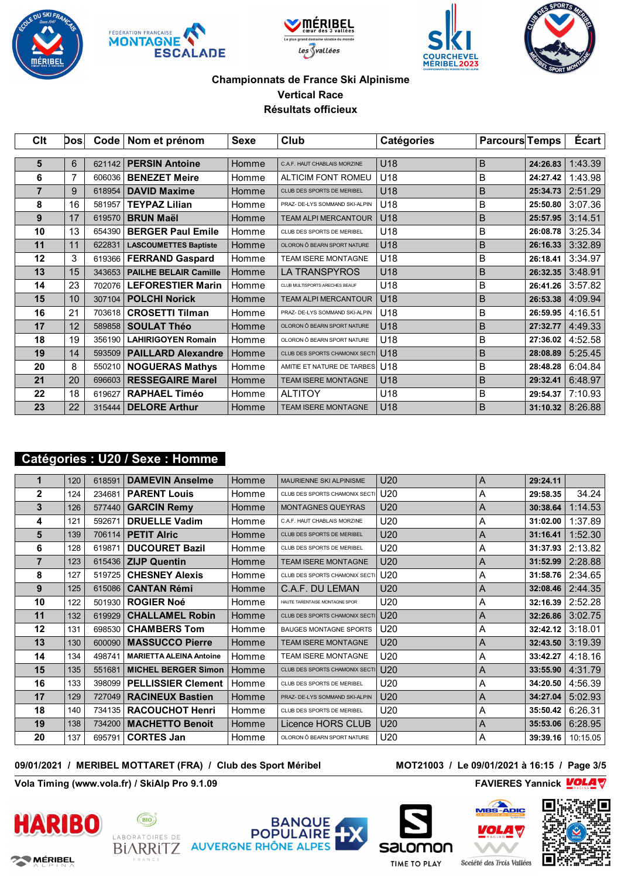## Championnats de France Ski Alpinisme

## Vertical Race

## Résultats officieux

| Clt | Dos | Code | Nom et prénom | Sexe | Club | Catégories | Parcours | Temps | Écart |
|---|---|---|---|---|---|---|---|---|---|
| 5 | 6 | 621142 | PERSIN Antoine | Homme | C.A.F. HAUT CHABLAIS MORZINE | U18 | B | 24:26.83 | 1:43.39 |
| 6 | 7 | 606036 | BENEZET Meire | Homme | ALTICIM FONT ROMEU | U18 | B | 24:27.42 | 1:43.98 |
| 7 | 9 | 618954 | DAVID Maxime | Homme | CLUB DES SPORTS DE MERIBEL | U18 | B | 25:34.73 | 2:51.29 |
| 8 | 16 | 581957 | TEYPAZ Lilian | Homme | PRAZ- DE-LYS SOMMAND SKI-ALPIN | U18 | B | 25:50.80 | 3:07.36 |
| 9 | 17 | 619570 | BRUN Maël | Homme | TEAM ALPI MERCANTOUR | U18 | B | 25:57.95 | 3:14.51 |
| 10 | 13 | 654390 | BERGER Paul Emile | Homme | CLUB DES SPORTS DE MERIBEL | U18 | B | 26:08.78 | 3:25.34 |
| 11 | 11 | 622831 | LASCOUMETTES Baptiste | Homme | OLORON Ô BEARN SPORT NATURE | U18 | B | 26:16.33 | 3:32.89 |
| 12 | 3 | 619366 | FERRAND Gaspard | Homme | TEAM ISERE MONTAGNE | U18 | B | 26:18.41 | 3:34.97 |
| 13 | 15 | 343653 | PAILHE BELAIR Camille | Homme | LA TRANSPYROS | U18 | B | 26:32.35 | 3:48.91 |
| 14 | 23 | 702076 | LEFORESTIER Marin | Homme | CLUB MULTISPORTS ARECHES BEAUF | U18 | B | 26:41.26 | 3:57.82 |
| 15 | 10 | 307104 | POLCHI Norick | Homme | TEAM ALPI MERCANTOUR | U18 | B | 26:53.38 | 4:09.94 |
| 16 | 21 | 703618 | CROSETTI Tilman | Homme | PRAZ- DE-LYS SOMMAND SKI-ALPIN | U18 | B | 26:59.95 | 4:16.51 |
| 17 | 12 | 589858 | SOULAT Théo | Homme | OLORON Ô BEARN SPORT NATURE | U18 | B | 27:32.77 | 4:49.33 |
| 18 | 19 | 356190 | LAHIRIGOYEN Romain | Homme | OLORON Ô BEARN SPORT NATURE | U18 | B | 27:36.02 | 4:52.58 |
| 19 | 14 | 593509 | PAILLARD Alexandre | Homme | CLUB DES SPORTS CHAMONIX SECTI | U18 | B | 28:08.89 | 5:25.45 |
| 20 | 8 | 550210 | NOGUERAS Mathys | Homme | AMITIE ET NATURE DE TARBES | U18 | B | 28:48.28 | 6:04.84 |
| 21 | 20 | 696603 | RESSEGAIRE Marel | Homme | TEAM ISERE MONTAGNE | U18 | B | 29:32.41 | 6:48.97 |
| 22 | 18 | 619627 | RAPHAEL Timéo | Homme | ALTITOY | U18 | B | 29:54.37 | 7:10.93 |
| 23 | 22 | 315444 | DELORE Arthur | Homme | TEAM ISERE MONTAGNE | U18 | B | 31:10.32 | 8:26.88 |

### Catégories : U20 / Sexe : Homme

| Clt | Dos | Code | Nom et prénom | Sexe | Club | Catégories | Parcours | Temps | Écart |
|---|---|---|---|---|---|---|---|---|---|
| 1 | 120 | 618591 | DAMEVIN Anselme | Homme | MAURIENNE SKI ALPINISME | U20 | A | 29:24.11 | |
| 2 | 124 | 234681 | PARENT Louis | Homme | CLUB DES SPORTS CHAMONIX SECTI | U20 | A | 29:58.35 | 34.24 |
| 3 | 126 | 577440 | GARCIN Remy | Homme | MONTAGNES QUEYRAS | U20 | A | 30:38.64 | 1:14.53 |
| 4 | 121 | 592671 | DRUELLE Vadim | Homme | C.A.F. HAUT CHABLAIS MORZINE | U20 | A | 31:02.00 | 1:37.89 |
| 5 | 139 | 706114 | PETIT Alric | Homme | CLUB DES SPORTS DE MERIBEL | U20 | A | 31:16.41 | 1:52.30 |
| 6 | 128 | 619871 | DUCOURET Bazil | Homme | CLUB DES SPORTS DE MERIBEL | U20 | A | 31:37.93 | 2:13.82 |
| 7 | 123 | 615436 | ZIJP Quentin | Homme | TEAM ISERE MONTAGNE | U20 | A | 31:52.99 | 2:28.88 |
| 8 | 127 | 519725 | CHESNEY Alexis | Homme | CLUB DES SPORTS CHAMONIX SECTI | U20 | A | 31:58.76 | 2:34.65 |
| 9 | 125 | 615086 | CANTAN Rémi | Homme | C.A.F. DU LEMAN | U20 | A | 32:08.46 | 2:44.35 |
| 10 | 122 | 501930 | ROGIER Noé | Homme | HAUTE TARENTAISE MONTAGNE SPOR | U20 | A | 32:16.39 | 2:52.28 |
| 11 | 132 | 619929 | CHALLAMEL Robin | Homme | CLUB DES SPORTS CHAMONIX SECTI | U20 | A | 32:26.86 | 3:02.75 |
| 12 | 131 | 698530 | CHAMBERS Tom | Homme | BAUGES MONTAGNE SPORTS | U20 | A | 32:42.12 | 3:18.01 |
| 13 | 130 | 600090 | MASSUCCO Pierre | Homme | TEAM ISERE MONTAGNE | U20 | A | 32:43.50 | 3:19.39 |
| 14 | 134 | 498741 | MARIETTA ALEINA Antoine | Homme | TEAM ISERE MONTAGNE | U20 | A | 33:42.27 | 4:18.16 |
| 15 | 135 | 551681 | MICHEL BERGER Simon | Homme | CLUB DES SPORTS CHAMONIX SECTI | U20 | A | 33:55.90 | 4:31.79 |
| 16 | 133 | 398099 | PELLISSIER Clement | Homme | CLUB DES SPORTS DE MERIBEL | U20 | A | 34:20.50 | 4:56.39 |
| 17 | 129 | 727049 | RACINEUX Bastien | Homme | PRAZ- DE-LYS SOMMAND SKI-ALPIN | U20 | A | 34:27.04 | 5:02.93 |
| 18 | 140 | 734135 | RACOUCHOT Henri | Homme | CLUB DES SPORTS DE MERIBEL | U20 | A | 35:50.42 | 6:26.31 |
| 19 | 138 | 734200 | MACHETTO Benoit | Homme | Licence HORS CLUB | U20 | A | 35:53.06 | 6:28.95 |
| 20 | 137 | 695791 | CORTES Jan | Homme | OLORON Ô BEARN SPORT NATURE | U20 | A | 39:39.16 | 10:15.05 |

09/01/2021 / MERIBEL MOTTARET (FRA) / Club des Sport Méribel — MOT21003 / Le 09/01/2021 à 16:15

Vola Timing (www.vola.fr) / SkiAlp Pro 9.1.09 — FAVIERES Yannick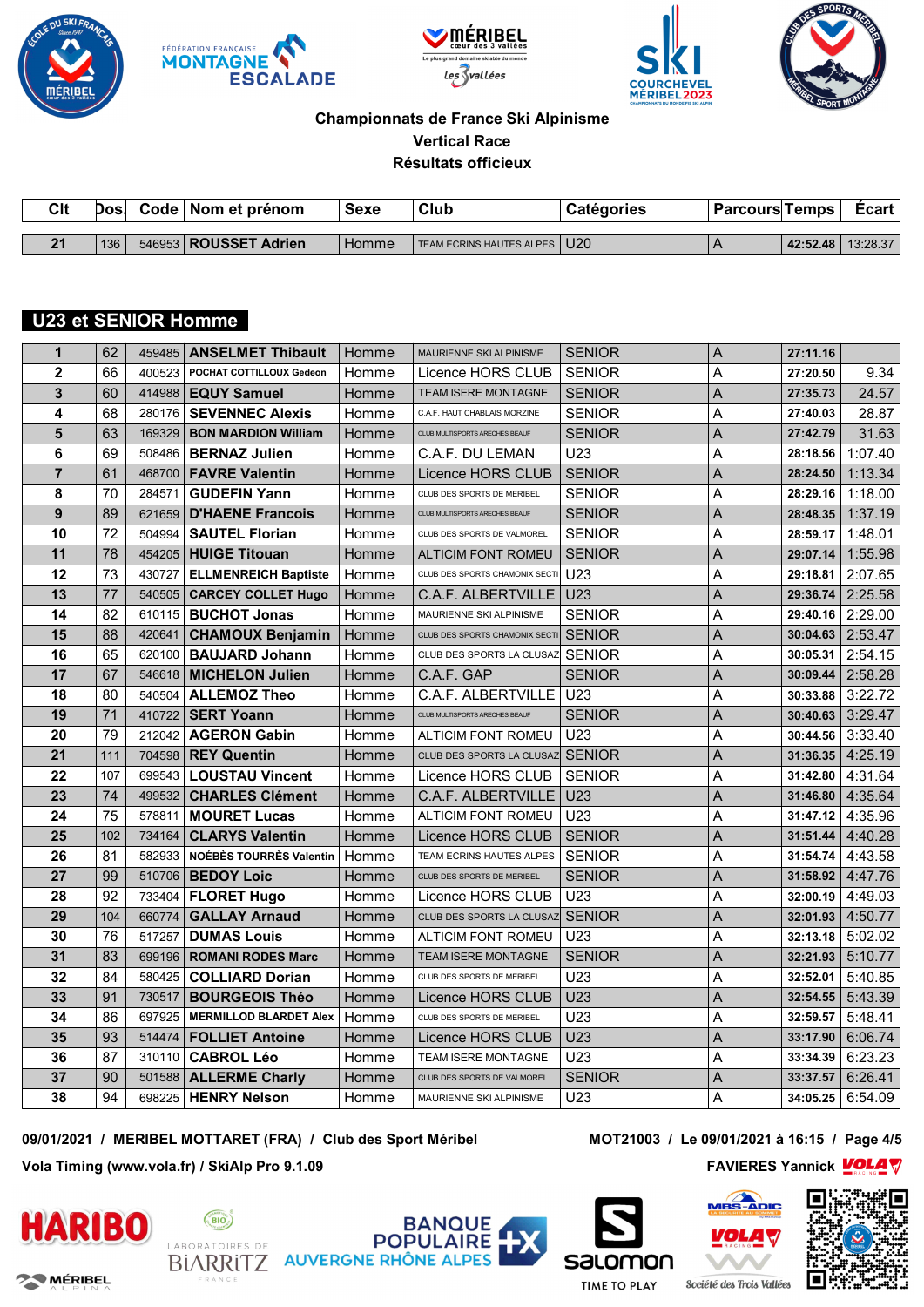**Championnats de France Ski Alpinisme**

**Vertical Race**

**Résultats officieux**

| Clt | Dos | Code | Nom et prénom | Sexe | Club | Catégories | Parcours | Temps | Écart |
|---|---|---|---|---|---|---|---|---|---|
| 21 | 136 | 546953 | ROUSSET Adrien | Homme | TEAM ECRINS HAUTES ALPES | U20 | A | 42:52.48 | 13:28.37 |

## U23 et SENIOR Homme

| Clt | Dos | Code | Nom et prénom | Sexe | Club | Catégories | Parcours | Temps | Écart |
|---|---|---|---|---|---|---|---|---|---|
| 1 | 62 | 459485 | ANSELMET Thibault | Homme | MAURIENNE SKI ALPINISME | SENIOR | A | 27:11.16 | |
| 2 | 66 | 400523 | POCHAT COTTILLOUX Gedeon | Homme | Licence HORS CLUB | SENIOR | A | 27:20.50 | 9.34 |
| 3 | 60 | 414988 | EQUY Samuel | Homme | TEAM ISERE MONTAGNE | SENIOR | A | 27:35.73 | 24.57 |
| 4 | 68 | 280176 | SEVENNEC Alexis | Homme | C.A.F. HAUT CHABLAIS MORZINE | SENIOR | A | 27:40.03 | 28.87 |
| 5 | 63 | 169329 | BON MARDION William | Homme | CLUB MULTISPORTS ARECHES BEAUF | SENIOR | A | 27:42.79 | 31.63 |
| 6 | 69 | 508486 | BERNAZ Julien | Homme | C.A.F. DU LEMAN | U23 | A | 28:18.56 | 1:07.40 |
| 7 | 61 | 468700 | FAVRE Valentin | Homme | Licence HORS CLUB | SENIOR | A | 28:24.50 | 1:13.34 |
| 8 | 70 | 284571 | GUDEFIN Yann | Homme | CLUB DES SPORTS DE MERIBEL | SENIOR | A | 28:29.16 | 1:18.00 |
| 9 | 89 | 621659 | D'HAENE Francois | Homme | CLUB MULTISPORTS ARECHES BEAUF | SENIOR | A | 28:48.35 | 1:37.19 |
| 10 | 72 | 504994 | SAUTEL Florian | Homme | CLUB DES SPORTS DE VALMOREL | SENIOR | A | 28:59.17 | 1:48.01 |
| 11 | 78 | 454205 | HUIGE Titouan | Homme | ALTICIM FONT ROMEU | SENIOR | A | 29:07.14 | 1:55.98 |
| 12 | 73 | 430727 | ELLMENREICH Baptiste | Homme | CLUB DES SPORTS CHAMONIX SECTI | U23 | A | 29:18.81 | 2:07.65 |
| 13 | 77 | 540505 | CARCEY COLLET Hugo | Homme | C.A.F. ALBERTVILLE | U23 | A | 29:36.74 | 2:25.58 |
| 14 | 82 | 610115 | BUCHOT Jonas | Homme | MAURIENNE SKI ALPINISME | SENIOR | A | 29:40.16 | 2:29.00 |
| 15 | 88 | 420641 | CHAMOUX Benjamin | Homme | CLUB DES SPORTS CHAMONIX SECTI | SENIOR | A | 30:04.63 | 2:53.47 |
| 16 | 65 | 620100 | BAUJARD Johann | Homme | CLUB DES SPORTS LA CLUSAZ | SENIOR | A | 30:05.31 | 2:54.15 |
| 17 | 67 | 546618 | MICHELON Julien | Homme | C.A.F. GAP | SENIOR | A | 30:09.44 | 2:58.28 |
| 18 | 80 | 540504 | ALLEMOZ Theo | Homme | C.A.F. ALBERTVILLE | U23 | A | 30:33.88 | 3:22.72 |
| 19 | 71 | 410722 | SERT Yoann | Homme | CLUB MULTISPORTS ARECHES BEAUF | SENIOR | A | 30:40.63 | 3:29.47 |
| 20 | 79 | 212042 | AGERON Gabin | Homme | ALTICIM FONT ROMEU | U23 | A | 30:44.56 | 3:33.40 |
| 21 | 111 | 704598 | REY Quentin | Homme | CLUB DES SPORTS LA CLUSAZ | SENIOR | A | 31:36.35 | 4:25.19 |
| 22 | 107 | 699543 | LOUSTAU Vincent | Homme | Licence HORS CLUB | SENIOR | A | 31:42.80 | 4:31.64 |
| 23 | 74 | 499532 | CHARLES Clément | Homme | C.A.F. ALBERTVILLE | U23 | A | 31:46.80 | 4:35.64 |
| 24 | 75 | 578811 | MOURET Lucas | Homme | ALTICIM FONT ROMEU | U23 | A | 31:47.12 | 4:35.96 |
| 25 | 102 | 734164 | CLARYS Valentin | Homme | Licence HORS CLUB | SENIOR | A | 31:51.44 | 4:40.28 |
| 26 | 81 | 582933 | NOÉBÈS TOURRÈS Valentin | Homme | TEAM ECRINS HAUTES ALPES | SENIOR | A | 31:54.74 | 4:43.58 |
| 27 | 99 | 510706 | BEDOY Loic | Homme | CLUB DES SPORTS DE MERIBEL | SENIOR | A | 31:58.92 | 4:47.76 |
| 28 | 92 | 733404 | FLORET Hugo | Homme | Licence HORS CLUB | U23 | A | 32:00.19 | 4:49.03 |
| 29 | 104 | 660774 | GALLAY Arnaud | Homme | CLUB DES SPORTS LA CLUSAZ | SENIOR | A | 32:01.93 | 4:50.77 |
| 30 | 76 | 517257 | DUMAS Louis | Homme | ALTICIM FONT ROMEU | U23 | A | 32:13.18 | 5:02.02 |
| 31 | 83 | 699196 | ROMANI RODES Marc | Homme | TEAM ISERE MONTAGNE | SENIOR | A | 32:21.93 | 5:10.77 |
| 32 | 84 | 580425 | COLLIARD Dorian | Homme | CLUB DES SPORTS DE MERIBEL | U23 | A | 32:52.01 | 5:40.85 |
| 33 | 91 | 730517 | BOURGEOIS Théo | Homme | Licence HORS CLUB | U23 | A | 32:54.55 | 5:43.39 |
| 34 | 86 | 697925 | MERMILLOD BLARDET Alex | Homme | CLUB DES SPORTS DE MERIBEL | U23 | A | 32:59.57 | 5:48.41 |
| 35 | 93 | 514474 | FOLLIET Antoine | Homme | Licence HORS CLUB | U23 | A | 33:17.90 | 6:06.74 |
| 36 | 87 | 310110 | CABROL Léo | Homme | TEAM ISERE MONTAGNE | U23 | A | 33:34.39 | 6:23.23 |
| 37 | 90 | 501588 | ALLERME Charly | Homme | CLUB DES SPORTS DE VALMOREL | SENIOR | A | 33:37.57 | 6:26.41 |
| 38 | 94 | 698225 | HENRY Nelson | Homme | MAURIENNE SKI ALPINISME | U23 | A | 34:05.25 | 6:54.09 |

09/01/2021 / MERIBEL MOTTARET (FRA) / Club des Sport Méribel — MOT21003 / Le 09/01/2021 à 16:15

Vola Timing (www.vola.fr) / SkiAlp Pro 9.1.09 — FAVIERES Yannick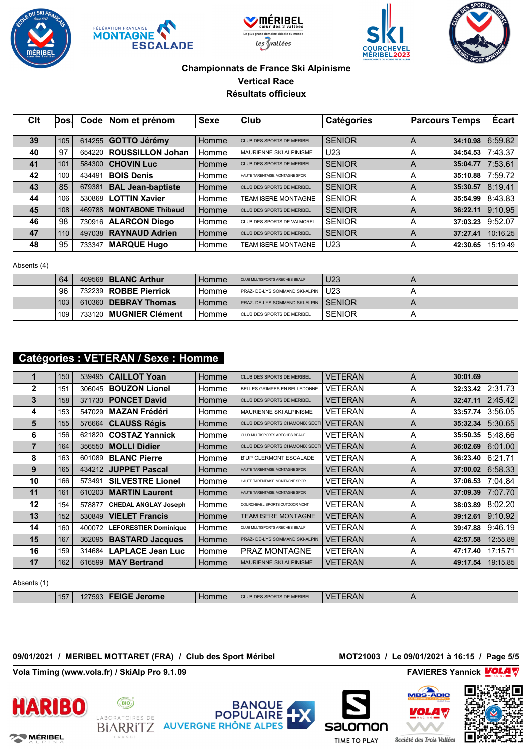**Championnats de France Ski Alpinisme**
**Vertical Race**
**Résultats officieux**

| Clt | Dos | Code | Nom et prénom | Sexe | Club | Catégories | Parcours | Temps | Écart |
|---|---|---|---|---|---|---|---|---|---|
| 39 | 105 | 614255 | GOTTO Jérémy | Homme | CLUB DES SPORTS DE MERIBEL | SENIOR | A | 34:10.98 | 6:59.82 |
| 40 | 97 | 654220 | ROUSSILLON Johan | Homme | MAURIENNE SKI ALPINISME | U23 | A | 34:54.53 | 7:43.37 |
| 41 | 101 | 584300 | CHOVIN Luc | Homme | CLUB DES SPORTS DE MERIBEL | SENIOR | A | 35:04.77 | 7:53.61 |
| 42 | 100 | 434491 | BOIS Denis | Homme | HAUTE TARENTAISE MONTAGNE SPOR | SENIOR | A | 35:10.88 | 7:59.72 |
| 43 | 85 | 679381 | BAL Jean-baptiste | Homme | CLUB DES SPORTS DE MERIBEL | SENIOR | A | 35:30.57 | 8:19.41 |
| 44 | 106 | 530868 | LOTTIN Xavier | Homme | TEAM ISERE MONTAGNE | SENIOR | A | 35:54.99 | 8:43.83 |
| 45 | 108 | 469788 | MONTABONE Thibaud | Homme | CLUB DES SPORTS DE MERIBEL | SENIOR | A | 36:22.11 | 9:10.95 |
| 46 | 98 | 730916 | ALARCON Diego | Homme | CLUB DES SPORTS DE VALMOREL | SENIOR | A | 37:03.23 | 9:52.07 |
| 47 | 110 | 497038 | RAYNAUD Adrien | Homme | CLUB DES SPORTS DE MERIBEL | SENIOR | A | 37:27.41 | 10:16.25 |
| 48 | 95 | 733347 | MARQUE Hugo | Homme | TEAM ISERE MONTAGNE | U23 | A | 42:30.65 | 15:19.49 |

Absents (4)

| Clt | Dos | Code | Nom et prénom | Sexe | Club | Catégories | Parcours | Temps | Écart |
|---|---|---|---|---|---|---|---|---|---|
| | 64 | 469568 | BLANC Arthur | Homme | CLUB MULTISPORTS ARECHES BEAUF | U23 | A | | |
| | 96 | 732239 | ROBBE Pierrick | Homme | PRAZ- DE-LYS SOMMAND SKI-ALPIN | U23 | A | | |
| | 103 | 610360 | DEBRAY Thomas | Homme | PRAZ- DE-LYS SOMMAND SKI-ALPIN | SENIOR | A | | |
| | 109 | 733120 | MUGNIER Clément | Homme | CLUB DES SPORTS DE MERIBEL | SENIOR | A | | |

## Catégories : VETERAN / Sexe : Homme

| Clt | Dos | Code | Nom et prénom | Sexe | Club | Catégories | Parcours | Temps | Écart |
|---|---|---|---|---|---|---|---|---|---|
| 1 | 150 | 539495 | CAILLOT Yoan | Homme | CLUB DES SPORTS DE MERIBEL | VETERAN | A | 30:01.69 | |
| 2 | 151 | 306045 | BOUZON Lionel | Homme | BELLES GRIMPES EN BELLEDONNE | VETERAN | A | 32:33.42 | 2:31.73 |
| 3 | 158 | 371730 | PONCET David | Homme | CLUB DES SPORTS DE MERIBEL | VETERAN | A | 32:47.11 | 2:45.42 |
| 4 | 153 | 547029 | MAZAN Frédéri | Homme | MAURIENNE SKI ALPINISME | VETERAN | A | 33:57.74 | 3:56.05 |
| 5 | 155 | 576664 | CLAUSS Régis | Homme | CLUB DES SPORTS CHAMONIX SECTI | VETERAN | A | 35:32.34 | 5:30.65 |
| 6 | 156 | 621820 | COSTAZ Yannick | Homme | CLUB MULTISPORTS ARECHES BEAUF | VETERAN | A | 35:50.35 | 5:48.66 |
| 7 | 164 | 356550 | MOLLI Didier | Homme | CLUB DES SPORTS CHAMONIX SECTI | VETERAN | A | 36:02.69 | 6:01.00 |
| 8 | 163 | 601089 | BLANC Pierre | Homme | B'UP CLERMONT ESCALADE | VETERAN | A | 36:23.40 | 6:21.71 |
| 9 | 165 | 434212 | JUPPET Pascal | Homme | HAUTE TARENTAISE MONTAGNE SPOR | VETERAN | A | 37:00.02 | 6:58.33 |
| 10 | 166 | 573491 | SILVESTRE Lionel | Homme | HAUTE TARENTAISE MONTAGNE SPOR | VETERAN | A | 37:06.53 | 7:04.84 |
| 11 | 161 | 610203 | MARTIN Laurent | Homme | HAUTE TARENTAISE MONTAGNE SPOR | VETERAN | A | 37:09.39 | 7:07.70 |
| 12 | 154 | 578877 | CHEDAL ANGLAY Joseph | Homme | COURCHEVEL SPORTS OUTDOOR MONT | VETERAN | A | 38:03.89 | 8:02.20 |
| 13 | 152 | 530849 | VIELET Francis | Homme | TEAM ISERE MONTAGNE | VETERAN | A | 39:12.61 | 9:10.92 |
| 14 | 160 | 400072 | LEFORESTIER Dominique | Homme | CLUB MULTISPORTS ARECHES BEAUF | VETERAN | A | 39:47.88 | 9:46.19 |
| 15 | 167 | 362095 | BASTARD Jacques | Homme | PRAZ- DE-LYS SOMMAND SKI-ALPIN | VETERAN | A | 42:57.58 | 12:55.89 |
| 16 | 159 | 314684 | LAPLACE Jean Luc | Homme | PRAZ MONTAGNE | VETERAN | A | 47:17.40 | 17:15.71 |
| 17 | 162 | 616599 | MAY Bertrand | Homme | MAURIENNE SKI ALPINISME | VETERAN | A | 49:17.54 | 19:15.85 |

Absents (1)

| Clt | Dos | Code | Nom et prénom | Sexe | Club | Catégories | Parcours | Temps | Écart |
|---|---|---|---|---|---|---|---|---|---|
| | 157 | 127593 | FEIGE Jerome | Homme | CLUB DES SPORTS DE MERIBEL | VETERAN | A | | |

09/01/2021 / MERIBEL MOTTARET (FRA) / Club des Sport Méribel — MOT21003 / Le 09/01/2021 à 16:15

Vola Timing (www.vola.fr) / SkiAlp Pro 9.1.09 — FAVIERES Yannick